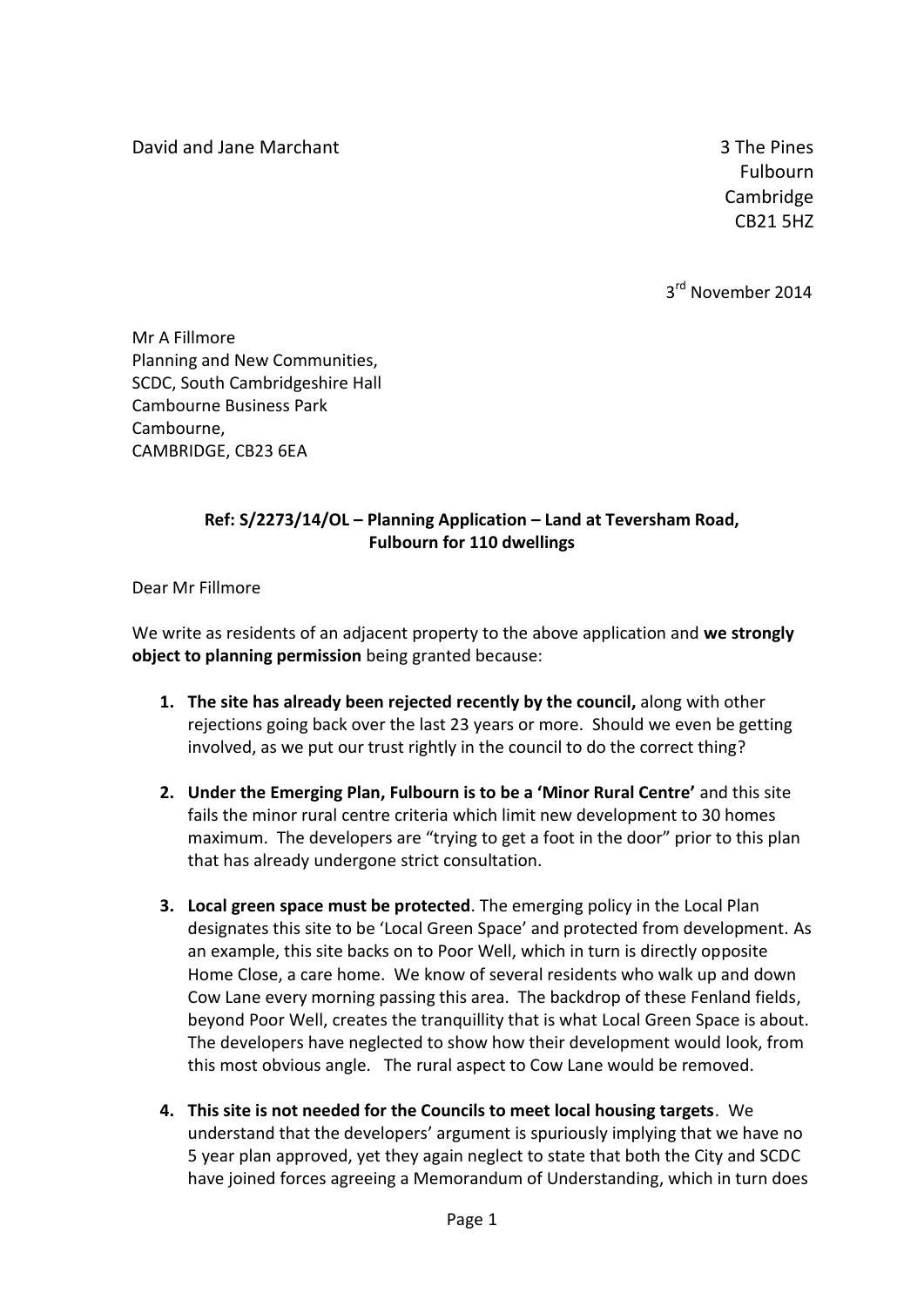David and Jane Marchant

3 The Pines
Fulbourn
Cambridge
CB21 5HZ

3rd November 2014

Mr A Fillmore
Planning and New Communities,
SCDC, South Cambridgeshire Hall
Cambourne Business Park
Cambourne,
CAMBRIDGE, CB23 6EA

**Ref: S/2273/14/OL – Planning Application – Land at Teversham Road, Fulbourn for 110 dwellings**

Dear Mr Fillmore

We write as residents of an adjacent property to the above application and **we strongly object to planning permission** being granted because:

1. **The site has already been rejected recently by the council,** along with other rejections going back over the last 23 years or more. Should we even be getting involved, as we put our trust rightly in the council to do the correct thing?

2. **Under the Emerging Plan, Fulbourn is to be a 'Minor Rural Centre'** and this site fails the minor rural centre criteria which limit new development to 30 homes maximum. The developers are "trying to get a foot in the door" prior to this plan that has already undergone strict consultation.

3. **Local green space must be protected**. The emerging policy in the Local Plan designates this site to be 'Local Green Space' and protected from development. As an example, this site backs on to Poor Well, which in turn is directly opposite Home Close, a care home. We know of several residents who walk up and down Cow Lane every morning passing this area. The backdrop of these Fenland fields, beyond Poor Well, creates the tranquillity that is what Local Green Space is about. The developers have neglected to show how their development would look, from this most obvious angle. The rural aspect to Cow Lane would be removed.

4. **This site is not needed for the Councils to meet local housing targets**. We understand that the developers' argument is spuriously implying that we have no 5 year plan approved, yet they again neglect to state that both the City and SCDC have joined forces agreeing a Memorandum of Understanding, which in turn does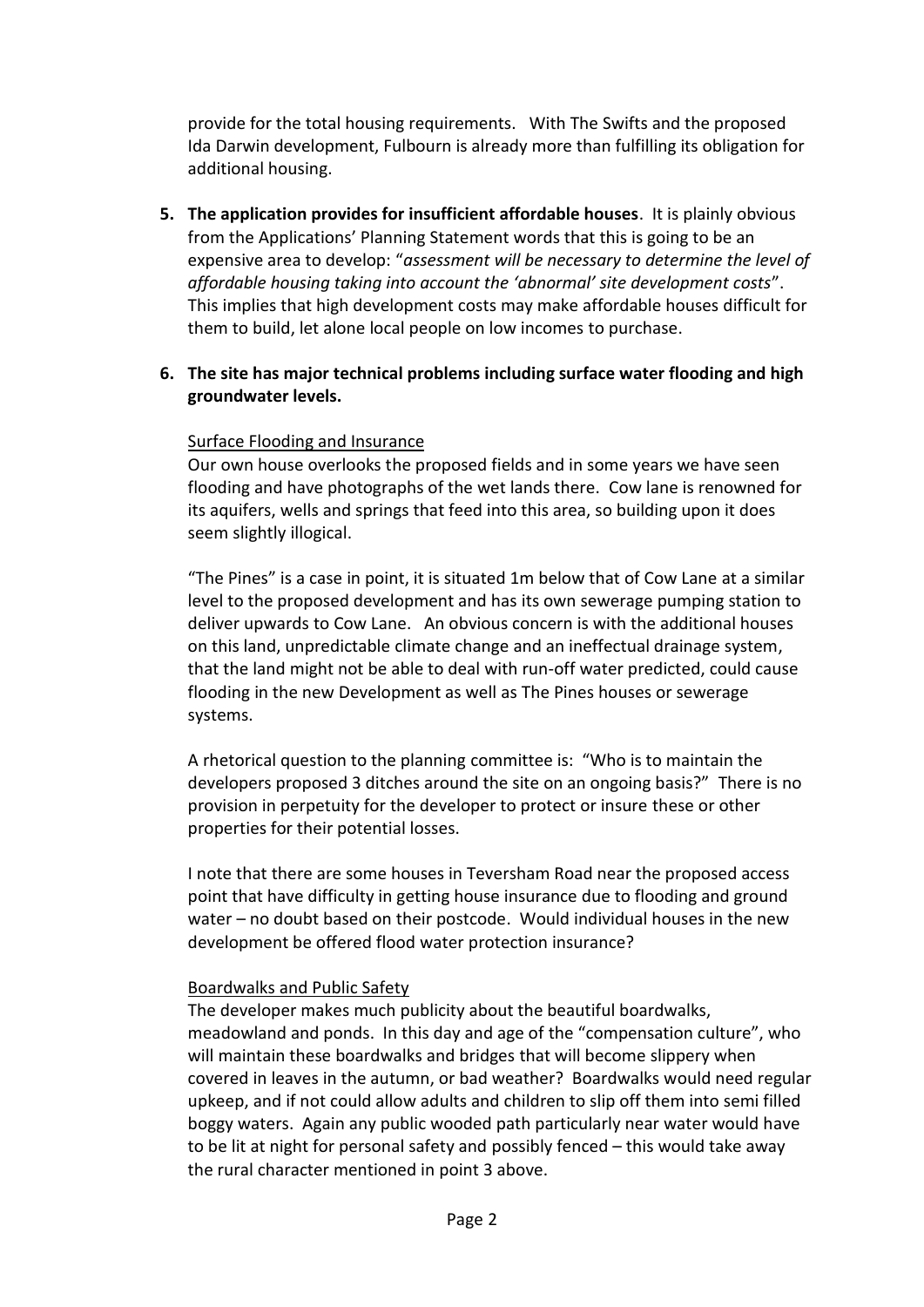provide for the total housing requirements. With The Swifts and the proposed Ida Darwin development, Fulbourn is already more than fulfilling its obligation for additional housing.

5. **The application provides for insufficient affordable houses**. It is plainly obvious from the Applications' Planning Statement words that this is going to be an expensive area to develop: "*assessment will be necessary to determine the level of affordable housing taking into account the 'abnormal' site development costs*". This implies that high development costs may make affordable houses difficult for them to build, let alone local people on low incomes to purchase.

6. **The site has major technical problems including surface water flooding and high groundwater levels.**

   Surface Flooding and Insurance

   Our own house overlooks the proposed fields and in some years we have seen flooding and have photographs of the wet lands there. Cow lane is renowned for its aquifers, wells and springs that feed into this area, so building upon it does seem slightly illogical.

   "The Pines" is a case in point, it is situated 1m below that of Cow Lane at a similar level to the proposed development and has its own sewerage pumping station to deliver upwards to Cow Lane. An obvious concern is with the additional houses on this land, unpredictable climate change and an ineffectual drainage system, that the land might not be able to deal with run-off water predicted, could cause flooding in the new Development as well as The Pines houses or sewerage systems.

   A rhetorical question to the planning committee is: "Who is to maintain the developers proposed 3 ditches around the site on an ongoing basis?" There is no provision in perpetuity for the developer to protect or insure these or other properties for their potential losses.

   I note that there are some houses in Teversham Road near the proposed access point that have difficulty in getting house insurance due to flooding and ground water – no doubt based on their postcode. Would individual houses in the new development be offered flood water protection insurance?

   Boardwalks and Public Safety

   The developer makes much publicity about the beautiful boardwalks, meadowland and ponds. In this day and age of the "compensation culture", who will maintain these boardwalks and bridges that will become slippery when covered in leaves in the autumn, or bad weather? Boardwalks would need regular upkeep, and if not could allow adults and children to slip off them into semi filled boggy waters. Again any public wooded path particularly near water would have to be lit at night for personal safety and possibly fenced – this would take away the rural character mentioned in point 3 above.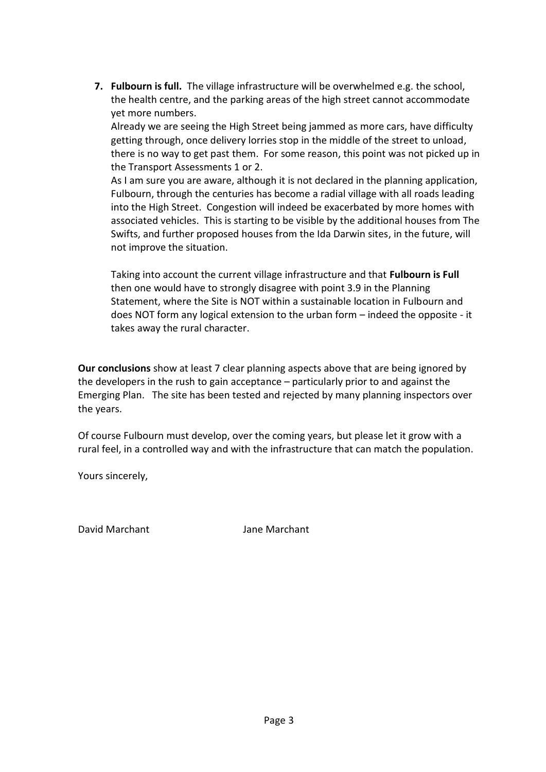7. **Fulbourn is full.** The village infrastructure will be overwhelmed e.g. the school, the health centre, and the parking areas of the high street cannot accommodate yet more numbers.

   Already we are seeing the High Street being jammed as more cars, have difficulty getting through, once delivery lorries stop in the middle of the street to unload, there is no way to get past them. For some reason, this point was not picked up in the Transport Assessments 1 or 2.

   As I am sure you are aware, although it is not declared in the planning application, Fulbourn, through the centuries has become a radial village with all roads leading into the High Street. Congestion will indeed be exacerbated by more homes with associated vehicles. This is starting to be visible by the additional houses from The Swifts, and further proposed houses from the Ida Darwin sites, in the future, will not improve the situation.

   Taking into account the current village infrastructure and that **Fulbourn is Full** then one would have to strongly disagree with point 3.9 in the Planning Statement, where the Site is NOT within a sustainable location in Fulbourn and does NOT form any logical extension to the urban form – indeed the opposite - it takes away the rural character.

**Our conclusions** show at least 7 clear planning aspects above that are being ignored by the developers in the rush to gain acceptance – particularly prior to and against the Emerging Plan. The site has been tested and rejected by many planning inspectors over the years.

Of course Fulbourn must develop, over the coming years, but please let it grow with a rural feel, in a controlled way and with the infrastructure that can match the population.

Yours sincerely,

David Marchant Jane Marchant